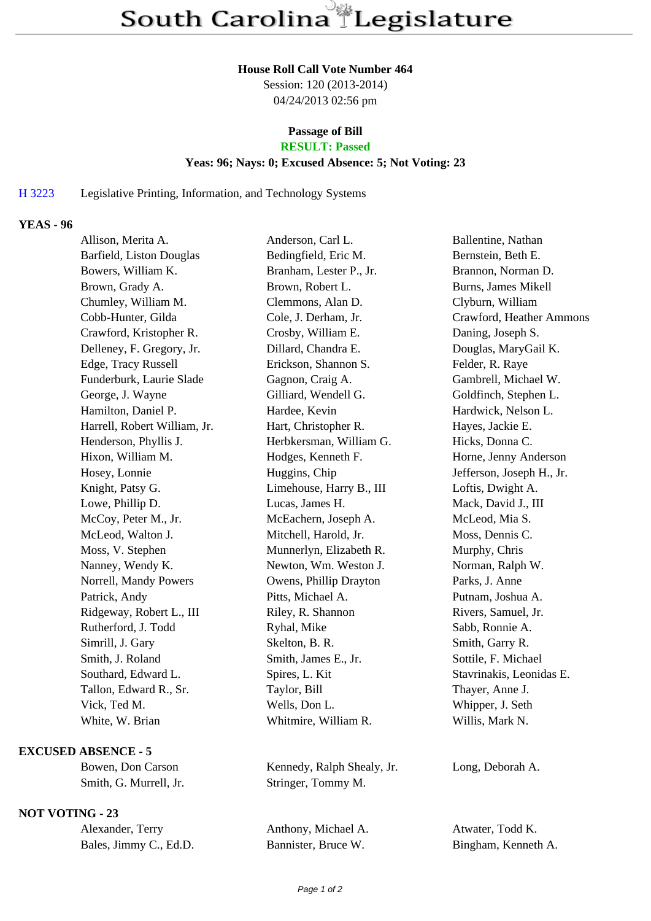# South Carolina Legislature

**House Roll Call Vote Number 464**
Session: 120 (2013-2014)
04/24/2013 02:56 pm

**Passage of Bill**
**RESULT: Passed**
**Yeas: 96; Nays: 0; Excused Absence: 5; Not Voting: 23**

H 3223 Legislative Printing, Information, and Technology Systems

**YEAS - 96**

| | | |
|---|---|---|
| Allison, Merita A. | Anderson, Carl L. | Ballentine, Nathan |
| Barfield, Liston Douglas | Bedingfield, Eric M. | Bernstein, Beth E. |
| Bowers, William K. | Branham, Lester P., Jr. | Brannon, Norman D. |
| Brown, Grady A. | Brown, Robert L. | Burns, James Mikell |
| Chumley, William M. | Clemmons, Alan D. | Clyburn, William |
| Cobb-Hunter, Gilda | Cole, J. Derham, Jr. | Crawford, Heather Ammons |
| Crawford, Kristopher R. | Crosby, William E. | Daning, Joseph S. |
| Delleney, F. Gregory, Jr. | Dillard, Chandra E. | Douglas, MaryGail K. |
| Edge, Tracy Russell | Erickson, Shannon S. | Felder, R. Raye |
| Funderburk, Laurie Slade | Gagnon, Craig A. | Gambrell, Michael W. |
| George, J. Wayne | Gilliard, Wendell G. | Goldfinch, Stephen L. |
| Hamilton, Daniel P. | Hardee, Kevin | Hardwick, Nelson L. |
| Harrell, Robert William, Jr. | Hart, Christopher R. | Hayes, Jackie E. |
| Henderson, Phyllis J. | Herbkersman, William G. | Hicks, Donna C. |
| Hixon, William M. | Hodges, Kenneth F. | Horne, Jenny Anderson |
| Hosey, Lonnie | Huggins, Chip | Jefferson, Joseph H., Jr. |
| Knight, Patsy G. | Limehouse, Harry B., III | Loftis, Dwight A. |
| Lowe, Phillip D. | Lucas, James H. | Mack, David J., III |
| McCoy, Peter M., Jr. | McEachern, Joseph A. | McLeod, Mia S. |
| McLeod, Walton J. | Mitchell, Harold, Jr. | Moss, Dennis C. |
| Moss, V. Stephen | Munnerlyn, Elizabeth R. | Murphy, Chris |
| Nanney, Wendy K. | Newton, Wm. Weston J. | Norman, Ralph W. |
| Norrell, Mandy Powers | Owens, Phillip Drayton | Parks, J. Anne |
| Patrick, Andy | Pitts, Michael A. | Putnam, Joshua A. |
| Ridgeway, Robert L., III | Riley, R. Shannon | Rivers, Samuel, Jr. |
| Rutherford, J. Todd | Ryhal, Mike | Sabb, Ronnie A. |
| Simrill, J. Gary | Skelton, B. R. | Smith, Garry R. |
| Smith, J. Roland | Smith, James E., Jr. | Sottile, F. Michael |
| Southard, Edward L. | Spires, L. Kit | Stavrinakis, Leonidas E. |
| Tallon, Edward R., Sr. | Taylor, Bill | Thayer, Anne J. |
| Vick, Ted M. | Wells, Don L. | Whipper, J. Seth |
| White, W. Brian | Whitmire, William R. | Willis, Mark N. |

**EXCUSED ABSENCE - 5**

| | | |
|---|---|---|
| Bowen, Don Carson | Kennedy, Ralph Shealy, Jr. | Long, Deborah A. |
| Smith, G. Murrell, Jr. | Stringer, Tommy M. | |

**NOT VOTING - 23**

| | | |
|---|---|---|
| Alexander, Terry | Anthony, Michael A. | Atwater, Todd K. |
| Bales, Jimmy C., Ed.D. | Bannister, Bruce W. | Bingham, Kenneth A. |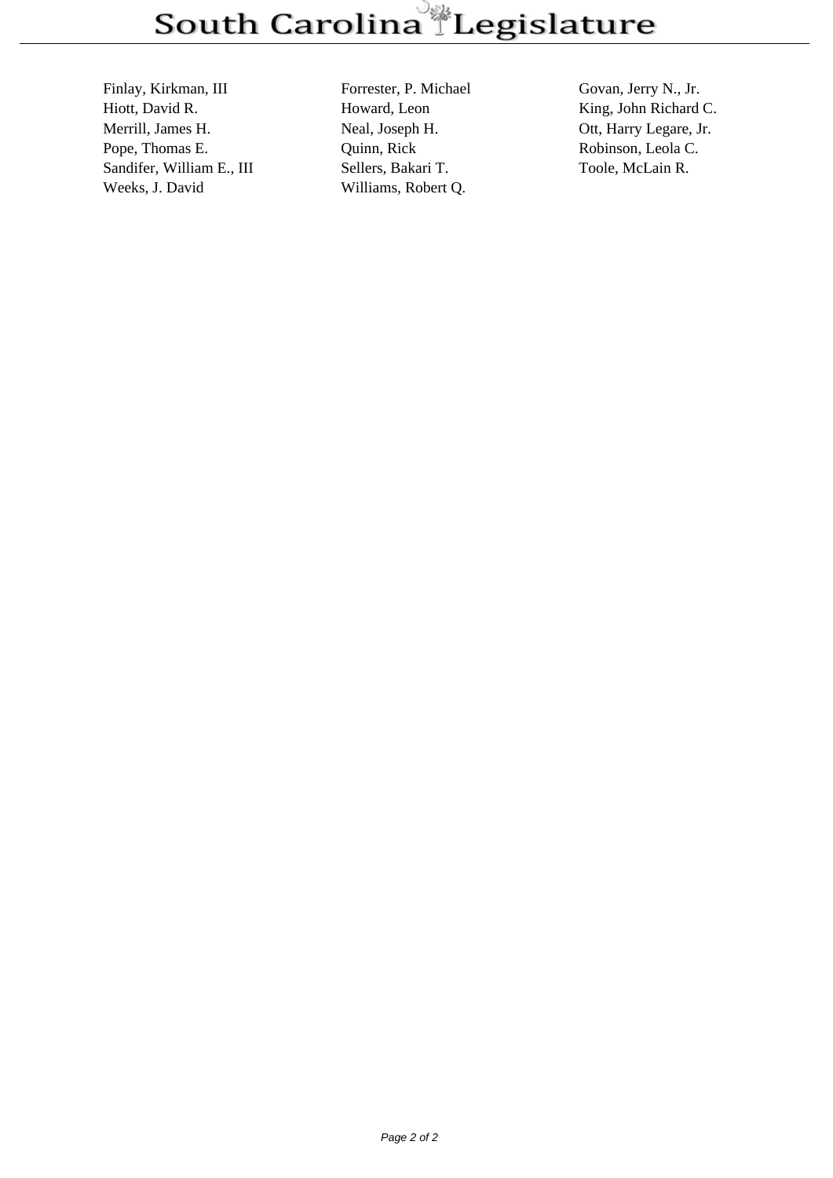Finlay, Kirkman, III
Forrester, P. Michael
Govan, Jerry N., Jr.
Hiott, David R.
Howard, Leon
King, John Richard C.
Merrill, James H.
Neal, Joseph H.
Ott, Harry Legare, Jr.
Pope, Thomas E.
Quinn, Rick
Robinson, Leola C.
Sandifer, William E., III
Sellers, Bakari T.
Toole, McLain R.
Weeks, J. David
Williams, Robert Q.